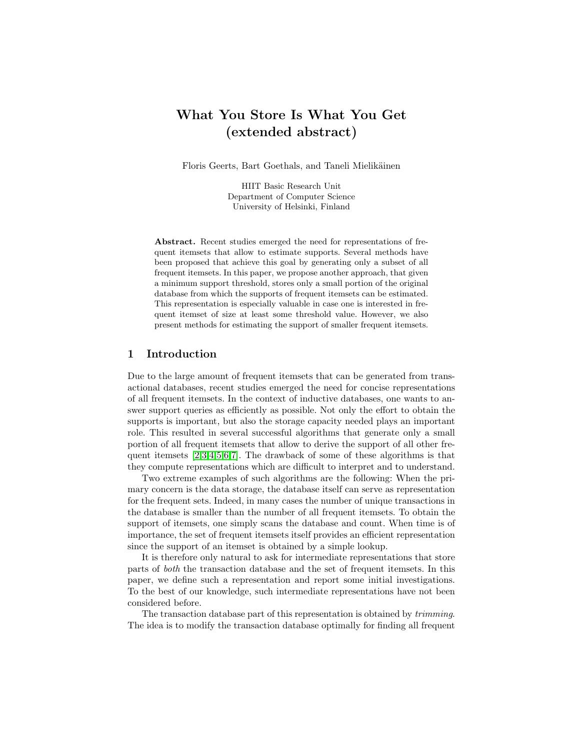# What You Store Is What You Get (extended abstract)

Floris Geerts, Bart Goethals, and Taneli Mielikäinen

HIIT Basic Research Unit
Department of Computer Science
University of Helsinki, Finland

**Abstract.** Recent studies emerged the need for representations of frequent itemsets that allow to estimate supports. Several methods have been proposed that achieve this goal by generating only a subset of all frequent itemsets. In this paper, we propose another approach, that given a minimum support threshold, stores only a small portion of the original database from which the supports of frequent itemsets can be estimated. This representation is especially valuable in case one is interested in frequent itemset of size at least some threshold value. However, we also present methods for estimating the support of smaller frequent itemsets.

## 1 Introduction

Due to the large amount of frequent itemsets that can be generated from transactional databases, recent studies emerged the need for concise representations of all frequent itemsets. In the context of inductive databases, one wants to answer support queries as efficiently as possible. Not only the effort to obtain the supports is important, but also the storage capacity needed plays an important role. This resulted in several successful algorithms that generate only a small portion of all frequent itemsets that allow to derive the support of all other frequent itemsets [2,3,4,5,6,7]. The drawback of some of these algorithms is that they compute representations which are difficult to interpret and to understand.

Two extreme examples of such algorithms are the following: When the primary concern is the data storage, the database itself can serve as representation for the frequent sets. Indeed, in many cases the number of unique transactions in the database is smaller than the number of all frequent itemsets. To obtain the support of itemsets, one simply scans the database and count. When time is of importance, the set of frequent itemsets itself provides an efficient representation since the support of an itemset is obtained by a simple lookup.

It is therefore only natural to ask for intermediate representations that store parts of *both* the transaction database and the set of frequent itemsets. In this paper, we define such a representation and report some initial investigations. To the best of our knowledge, such intermediate representations have not been considered before.

The transaction database part of this representation is obtained by *trimming*. The idea is to modify the transaction database optimally for finding all frequent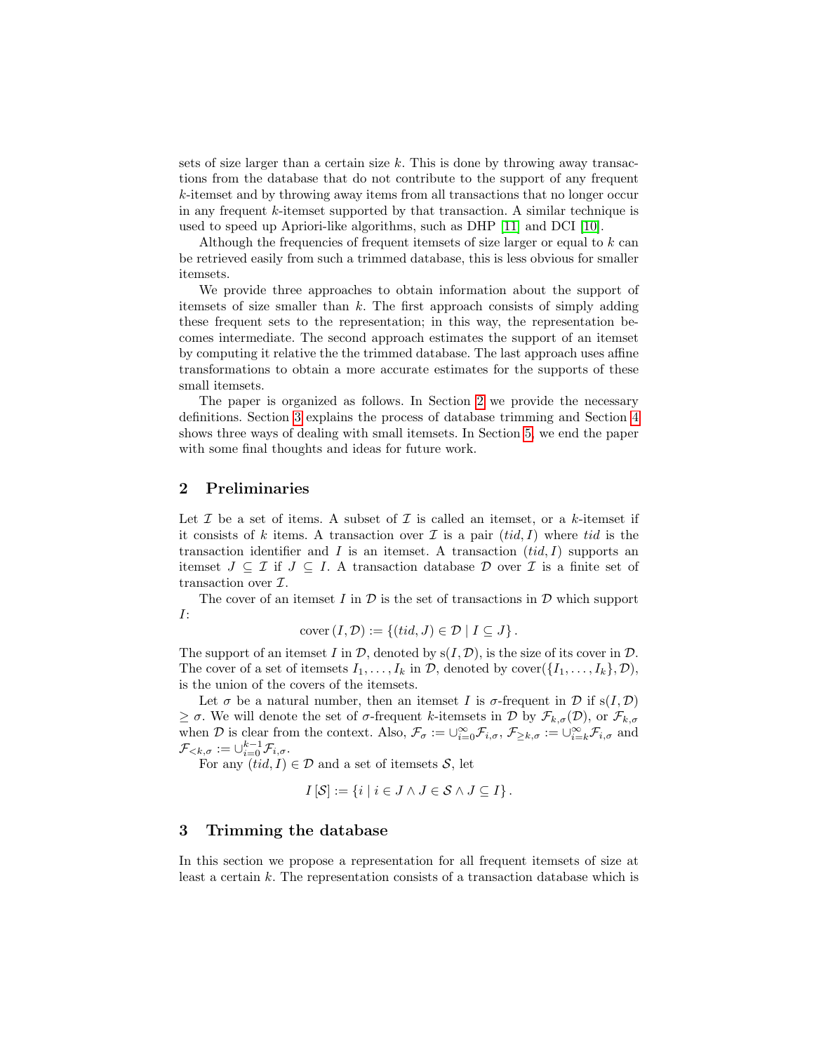sets of size larger than a certain size $k$. This is done by throwing away transactions from the database that do not contribute to the support of any frequent $k$-itemset and by throwing away items from all transactions that no longer occur in any frequent $k$-itemset supported by that transaction. A similar technique is used to speed up Apriori-like algorithms, such as DHP [11] and DCI [10].

Although the frequencies of frequent itemsets of size larger or equal to $k$ can be retrieved easily from such a trimmed database, this is less obvious for smaller itemsets.

We provide three approaches to obtain information about the support of itemsets of size smaller than $k$. The first approach consists of simply adding these frequent sets to the representation; in this way, the representation becomes intermediate. The second approach estimates the support of an itemset by computing it relative the the trimmed database. The last approach uses affine transformations to obtain a more accurate estimates for the supports of these small itemsets.

The paper is organized as follows. In Section 2 we provide the necessary definitions. Section 3 explains the process of database trimming and Section 4 shows three ways of dealing with small itemsets. In Section 5, we end the paper with some final thoughts and ideas for future work.

## 2 Preliminaries

Let $\mathcal{I}$ be a set of items. A subset of $\mathcal{I}$ is called an itemset, or a $k$-itemset if it consists of $k$ items. A transaction over $\mathcal{I}$ is a pair $(tid, I)$ where $tid$ is the transaction identifier and $I$ is an itemset. A transaction $(tid, I)$ supports an itemset $J \subseteq \mathcal{I}$ if $J \subseteq I$. A transaction database $\mathcal{D}$ over $\mathcal{I}$ is a finite set of transaction over $\mathcal{I}$.

The cover of an itemset $I$ in $\mathcal{D}$ is the set of transactions in $\mathcal{D}$ which support $I$:

$$\mathrm{cover}(I, \mathcal{D}) := \{(tid, J) \in \mathcal{D} \mid I \subseteq J\}.$$

The support of an itemset $I$ in $\mathcal{D}$, denoted by $\mathrm{s}(I, \mathcal{D})$, is the size of its cover in $\mathcal{D}$. The cover of a set of itemsets $I_1, \ldots, I_k$ in $\mathcal{D}$, denoted by $\mathrm{cover}(\{I_1, \ldots, I_k\}, \mathcal{D})$, is the union of the covers of the itemsets.

Let $\sigma$ be a natural number, then an itemset $I$ is $\sigma$-frequent in $\mathcal{D}$ if $\mathrm{s}(I, \mathcal{D}) \geq \sigma$. We will denote the set of $\sigma$-frequent $k$-itemsets in $\mathcal{D}$ by $\mathcal{F}_{k,\sigma}(\mathcal{D})$, or $\mathcal{F}_{k,\sigma}$ when $\mathcal{D}$ is clear from the context. Also, $\mathcal{F}_\sigma := \cup_{i=0}^{\infty} \mathcal{F}_{i,\sigma}$, $\mathcal{F}_{\geq k,\sigma} := \cup_{i=k}^{\infty} \mathcal{F}_{i,\sigma}$ and $\mathcal{F}_{<k,\sigma} := \cup_{i=0}^{k-1} \mathcal{F}_{i,\sigma}$.

For any $(tid, I) \in \mathcal{D}$ and a set of itemsets $\mathcal{S}$, let

$$I[\mathcal{S}] := \{i \mid i \in J \wedge J \in \mathcal{S} \wedge J \subseteq I\}.$$

## 3 Trimming the database

In this section we propose a representation for all frequent itemsets of size at least a certain $k$. The representation consists of a transaction database which is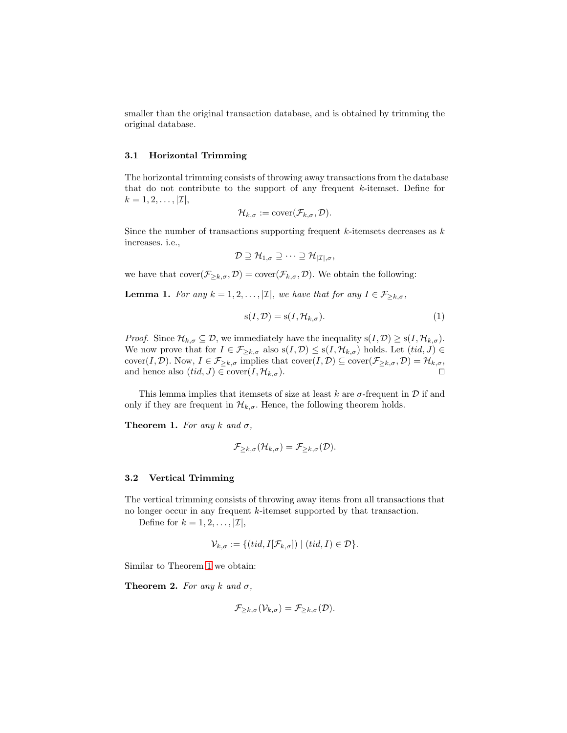smaller than the original transaction database, and is obtained by trimming the original database.

### 3.1 Horizontal Trimming

The horizontal trimming consists of throwing away transactions from the database that do not contribute to the support of any frequent $k$-itemset. Define for $k = 1, 2, \ldots, |\mathcal{I}|$,

$$\mathcal{H}_{k,\sigma} := \mathrm{cover}(\mathcal{F}_{k,\sigma}, \mathcal{D}).$$

Since the number of transactions supporting frequent $k$-itemsets decreases as $k$ increases. i.e.,

$$\mathcal{D} \supseteq \mathcal{H}_{1,\sigma} \supseteq \cdots \supseteq \mathcal{H}_{|\mathcal{I}|,\sigma},$$

we have that $\mathrm{cover}(\mathcal{F}_{\geq k,\sigma}, \mathcal{D}) = \mathrm{cover}(\mathcal{F}_{k,\sigma}, \mathcal{D})$. We obtain the following:

**Lemma 1.** *For any $k = 1, 2, \ldots, |\mathcal{I}|$, we have that for any $I \in \mathcal{F}_{\geq k,\sigma}$,*

$$\mathrm{s}(I, \mathcal{D}) = \mathrm{s}(I, \mathcal{H}_{k,\sigma}). \tag{1}$$

*Proof.* Since $\mathcal{H}_{k,\sigma} \subseteq \mathcal{D}$, we immediately have the inequality $\mathrm{s}(I, \mathcal{D}) \geq \mathrm{s}(I, \mathcal{H}_{k,\sigma})$. We now prove that for $I \in \mathcal{F}_{\geq k,\sigma}$ also $\mathrm{s}(I, \mathcal{D}) \leq \mathrm{s}(I, \mathcal{H}_{k,\sigma})$ holds. Let $(tid, J) \in \mathrm{cover}(I, \mathcal{D})$. Now, $I \in \mathcal{F}_{\geq k,\sigma}$ implies that $\mathrm{cover}(I, \mathcal{D}) \subseteq \mathrm{cover}(\mathcal{F}_{\geq k,\sigma}, \mathcal{D}) = \mathcal{H}_{k,\sigma}$, and hence also $(tid, J) \in \mathrm{cover}(I, \mathcal{H}_{k,\sigma})$. ◻

This lemma implies that itemsets of size at least $k$ are $\sigma$-frequent in $\mathcal{D}$ if and only if they are frequent in $\mathcal{H}_{k,\sigma}$. Hence, the following theorem holds.

**Theorem 1.** *For any $k$ and $\sigma$,*

$$\mathcal{F}_{\geq k,\sigma}(\mathcal{H}_{k,\sigma}) = \mathcal{F}_{\geq k,\sigma}(\mathcal{D}).$$

### 3.2 Vertical Trimming

The vertical trimming consists of throwing away items from all transactions that no longer occur in any frequent $k$-itemset supported by that transaction.

Define for $k = 1, 2, \ldots, |\mathcal{I}|$,

$$\mathcal{V}_{k,\sigma} := \{(tid, I[\mathcal{F}_{k,\sigma}]) \mid (tid, I) \in \mathcal{D}\}.$$

Similar to Theorem 1 we obtain:

**Theorem 2.** *For any $k$ and $\sigma$,*

$$\mathcal{F}_{\geq k,\sigma}(\mathcal{V}_{k,\sigma}) = \mathcal{F}_{\geq k,\sigma}(\mathcal{D}).$$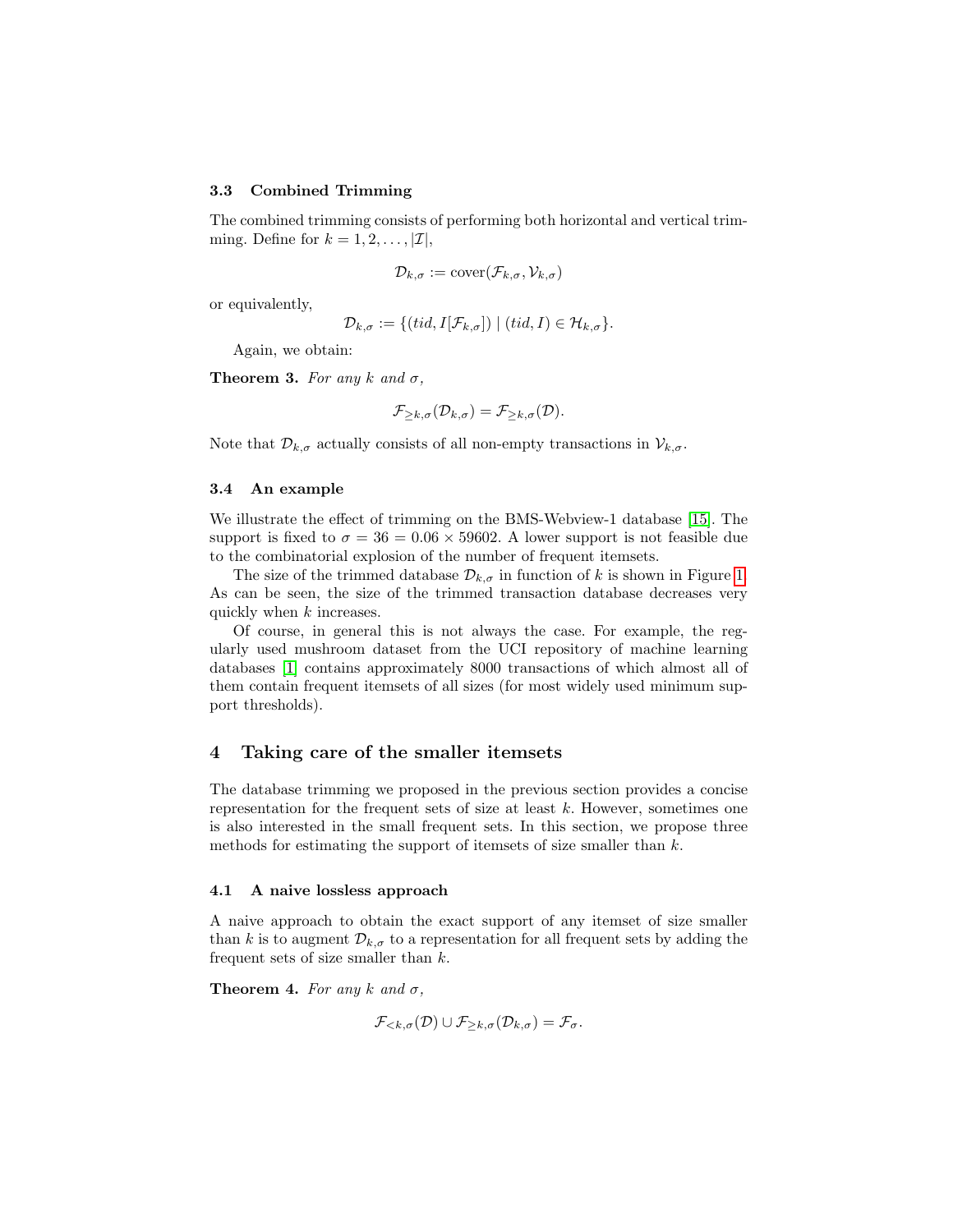### 3.3 Combined Trimming

The combined trimming consists of performing both horizontal and vertical trimming. Define for $k = 1, 2, \ldots, |\mathcal{I}|$,

$$\mathcal{D}_{k,\sigma} := \text{cover}(\mathcal{F}_{k,\sigma}, \mathcal{V}_{k,\sigma})$$

or equivalently,

$$\mathcal{D}_{k,\sigma} := \{(tid, I[\mathcal{F}_{k,\sigma}]) \mid (tid, I) \in \mathcal{H}_{k,\sigma}\}.$$

Again, we obtain:

**Theorem 3.** *For any $k$ and $\sigma$,*

$$\mathcal{F}_{\geq k,\sigma}(\mathcal{D}_{k,\sigma}) = \mathcal{F}_{\geq k,\sigma}(\mathcal{D}).$$

Note that $\mathcal{D}_{k,\sigma}$ actually consists of all non-empty transactions in $\mathcal{V}_{k,\sigma}$.

### 3.4 An example

We illustrate the effect of trimming on the BMS-Webview-1 database [15]. The support is fixed to $\sigma = 36 = 0.06 \times 59602$. A lower support is not feasible due to the combinatorial explosion of the number of frequent itemsets.

The size of the trimmed database $\mathcal{D}_{k,\sigma}$ in function of $k$ is shown in Figure 1. As can be seen, the size of the trimmed transaction database decreases very quickly when $k$ increases.

Of course, in general this is not always the case. For example, the regularly used mushroom dataset from the UCI repository of machine learning databases [1] contains approximately 8000 transactions of which almost all of them contain frequent itemsets of all sizes (for most widely used minimum support thresholds).

## 4 Taking care of the smaller itemsets

The database trimming we proposed in the previous section provides a concise representation for the frequent sets of size at least $k$. However, sometimes one is also interested in the small frequent sets. In this section, we propose three methods for estimating the support of itemsets of size smaller than $k$.

### 4.1 A naive lossless approach

A naive approach to obtain the exact support of any itemset of size smaller than $k$ is to augment $\mathcal{D}_{k,\sigma}$ to a representation for all frequent sets by adding the frequent sets of size smaller than $k$.

**Theorem 4.** *For any $k$ and $\sigma$,*

$$\mathcal{F}_{<k,\sigma}(\mathcal{D}) \cup \mathcal{F}_{\geq k,\sigma}(\mathcal{D}_{k,\sigma}) = \mathcal{F}_{\sigma}.$$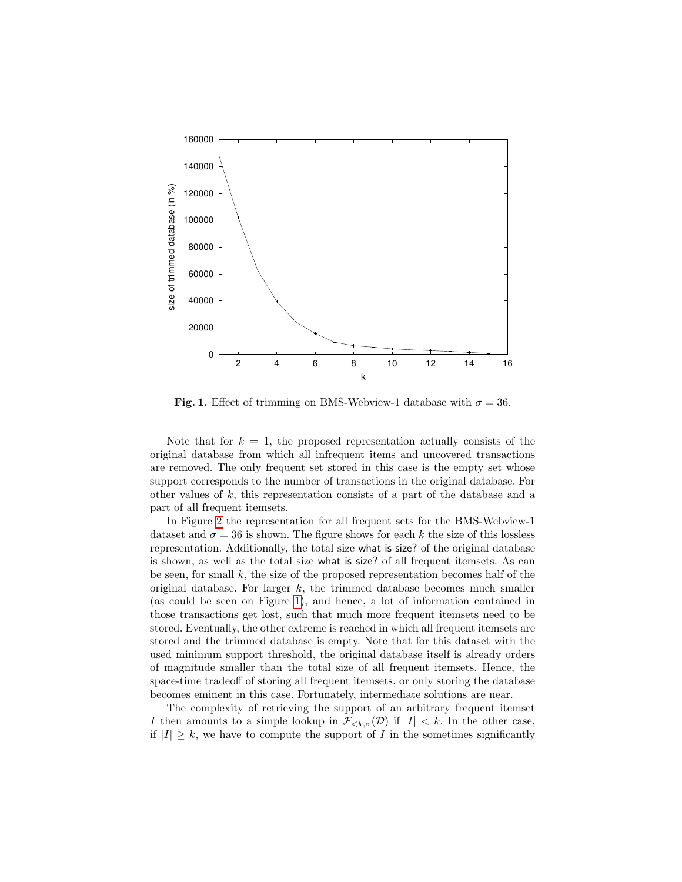**Fig. 1.** Effect of trimming on BMS-Webview-1 database with $\sigma = 36$.

Note that for $k = 1$, the proposed representation actually consists of the original database from which all infrequent items and uncovered transactions are removed. The only frequent set stored in this case is the empty set whose support corresponds to the number of transactions in the original database. For other values of $k$, this representation consists of a part of the database and a part of all frequent itemsets.

In Figure 2 the representation for all frequent sets for the BMS-Webview-1 dataset and $\sigma = 36$ is shown. The figure shows for each $k$ the size of this lossless representation. Additionally, the total size what is size? of the original database is shown, as well as the total size what is size? of all frequent itemsets. As can be seen, for small $k$, the size of the proposed representation becomes half of the original database. For larger $k$, the trimmed database becomes much smaller (as could be seen on Figure 1), and hence, a lot of information contained in those transactions get lost, such that much more frequent itemsets need to be stored. Eventually, the other extreme is reached in which all frequent itemsets are stored and the trimmed database is empty. Note that for this dataset with the used minimum support threshold, the original database itself is already orders of magnitude smaller than the total size of all frequent itemsets. Hence, the space-time tradeoff of storing all frequent itemsets, or only storing the database becomes eminent in this case. Fortunately, intermediate solutions are near.

The complexity of retrieving the support of an arbitrary frequent itemset $I$ then amounts to a simple lookup in $\mathcal{F}_{<k,\sigma}(\mathcal{D})$ if $|I| < k$. In the other case, if $|I| \geq k$, we have to compute the support of $I$ in the sometimes significantly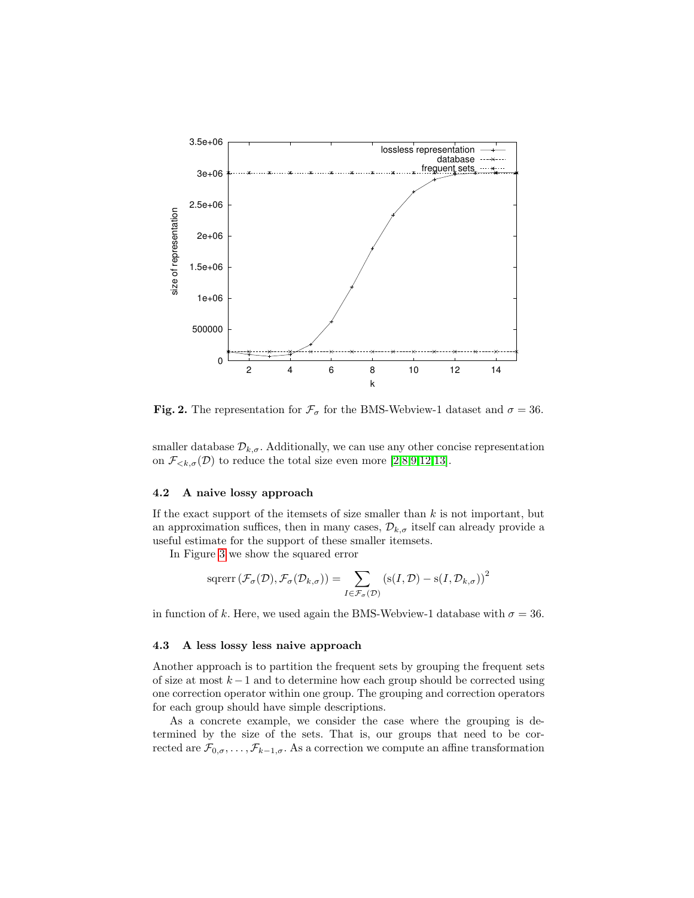**Fig. 2.** The representation for $\mathcal{F}_\sigma$ for the BMS-Webview-1 dataset and $\sigma = 36$.

smaller database $\mathcal{D}_{k,\sigma}$. Additionally, we can use any other concise representation on $\mathcal{F}_{<k,\sigma}(\mathcal{D})$ to reduce the total size even more [2,8,9,12,13].

### 4.2 A naive lossy approach

If the exact support of the itemsets of size smaller than $k$ is not important, but an approximation suffices, then in many cases, $\mathcal{D}_{k,\sigma}$ itself can already provide a useful estimate for the support of these smaller itemsets.

In Figure 3 we show the squared error

$$\operatorname{sqrerr}\left(\mathcal{F}_\sigma(\mathcal{D}), \mathcal{F}_\sigma(\mathcal{D}_{k,\sigma})\right) = \sum_{I \in \mathcal{F}_\sigma(\mathcal{D})} \left(\mathrm{s}(I, \mathcal{D}) - \mathrm{s}(I, \mathcal{D}_{k,\sigma})\right)^2$$

in function of $k$. Here, we used again the BMS-Webview-1 database with $\sigma = 36$.

### 4.3 A less lossy less naive approach

Another approach is to partition the frequent sets by grouping the frequent sets of size at most $k-1$ and to determine how each group should be corrected using one correction operator within one group. The grouping and correction operators for each group should have simple descriptions.

As a concrete example, we consider the case where the grouping is determined by the size of the sets. That is, our groups that need to be corrected are $\mathcal{F}_{0,\sigma}, \ldots, \mathcal{F}_{k-1,\sigma}$. As a correction we compute an affine transformation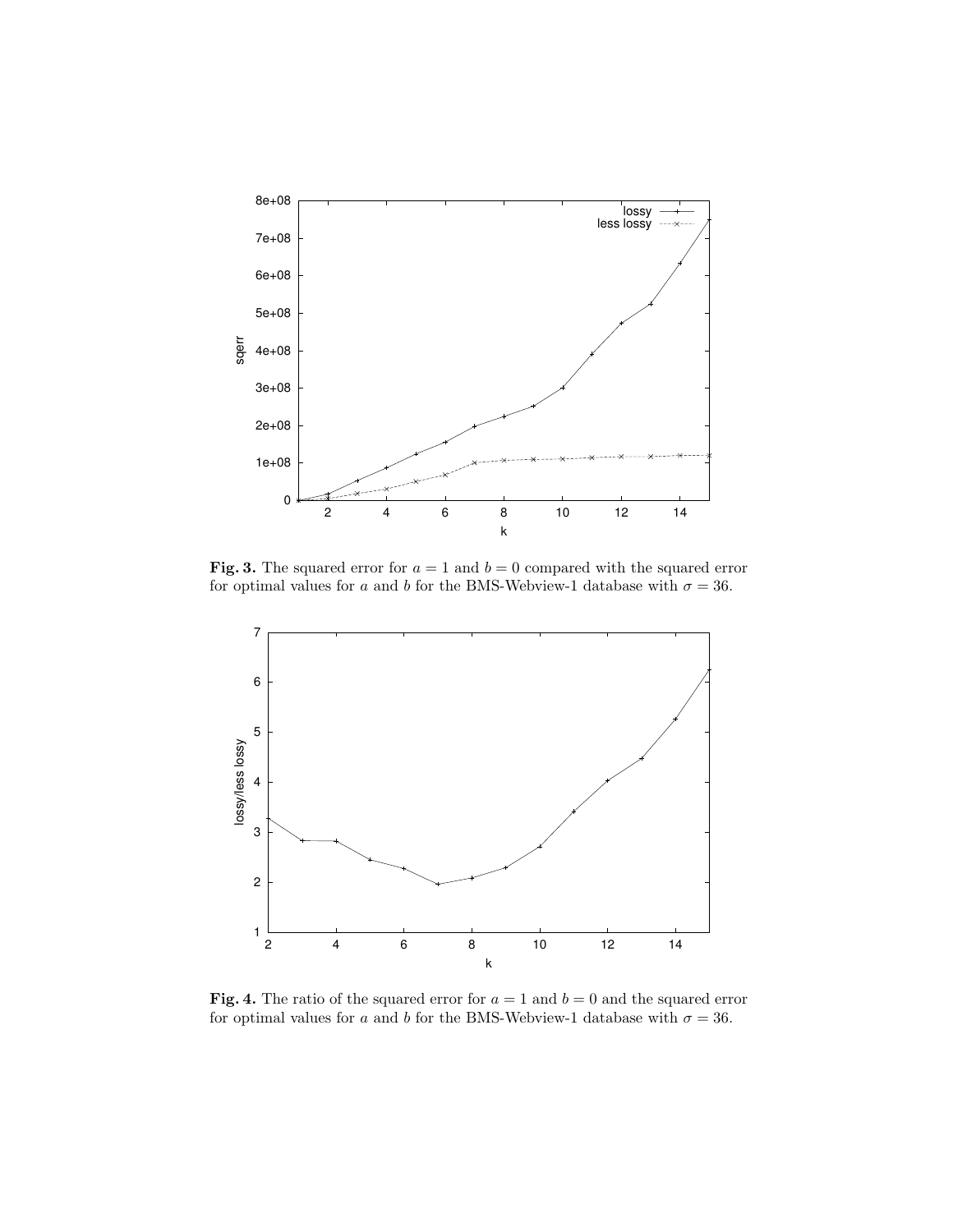**Fig. 3.** The squared error for $a = 1$ and $b = 0$ compared with the squared error for optimal values for $a$ and $b$ for the BMS-Webview-1 database with $\sigma = 36$.

**Fig. 4.** The ratio of the squared error for $a = 1$ and $b = 0$ and the squared error for optimal values for $a$ and $b$ for the BMS-Webview-1 database with $\sigma = 36$.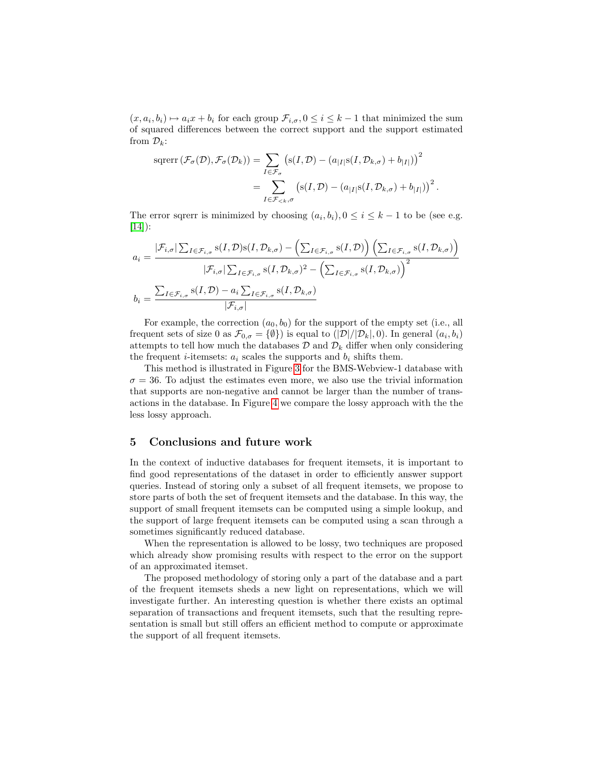$(x, a_i, b_i) \mapsto a_i x + b_i$ for each group $\mathcal{F}_{i,\sigma}, 0 \le i \le k-1$ that minimized the sum of squared differences between the correct support and the support estimated from $\mathcal{D}_k$:

$$
\begin{aligned}
\operatorname{sqrerr}\left(\mathcal{F}_\sigma(\mathcal{D}), \mathcal{F}_\sigma(\mathcal{D}_k)\right) &= \sum_{I \in \mathcal{F}_\sigma} \left(\mathrm{s}(I, \mathcal{D}) - (a_{|I|}\mathrm{s}(I, \mathcal{D}_{k,\sigma}) + b_{|I|})\right)^2 \\
&= \sum_{I \in \mathcal{F}_{<k,\sigma}} \left(\mathrm{s}(I, \mathcal{D}) - (a_{|I|}\mathrm{s}(I, \mathcal{D}_{k,\sigma}) + b_{|I|})\right)^2.
\end{aligned}
$$

The error sqrerr is minimized by choosing $(a_i, b_i), 0 \le i \le k-1$ to be (see e.g. [14]):

$$
a_i = \frac{|\mathcal{F}_{i,\sigma}| \sum_{I \in \mathcal{F}_{i,\sigma}} \mathrm{s}(I, \mathcal{D})\mathrm{s}(I, \mathcal{D}_{k,\sigma}) - \left(\sum_{I \in \mathcal{F}_{i,\sigma}} \mathrm{s}(I, \mathcal{D})\right)\left(\sum_{I \in \mathcal{F}_{i,\sigma}} \mathrm{s}(I, \mathcal{D}_{k,\sigma})\right)}{|\mathcal{F}_{i,\sigma}| \sum_{I \in \mathcal{F}_{i,\sigma}} \mathrm{s}(I, \mathcal{D}_{k,\sigma})^2 - \left(\sum_{I \in \mathcal{F}_{i,\sigma}} \mathrm{s}(I, \mathcal{D}_{k,\sigma})\right)^2}
$$

$$
b_i = \frac{\sum_{I \in \mathcal{F}_{i,\sigma}} \mathrm{s}(I, \mathcal{D}) - a_i \sum_{I \in \mathcal{F}_{i,\sigma}} \mathrm{s}(I, \mathcal{D}_{k,\sigma})}{|\mathcal{F}_{i,\sigma}|}
$$

For example, the correction $(a_0, b_0)$ for the support of the empty set (i.e., all frequent sets of size 0 as $\mathcal{F}_{0,\sigma} = \{\emptyset\}$) is equal to $(|\mathcal{D}|/|\mathcal{D}_k|, 0)$. In general $(a_i, b_i)$ attempts to tell how much the databases $\mathcal{D}$ and $\mathcal{D}_k$ differ when only considering the frequent $i$-itemsets: $a_i$ scales the supports and $b_i$ shifts them.

This method is illustrated in Figure 3 for the BMS-Webview-1 database with $\sigma = 36$. To adjust the estimates even more, we also use the trivial information that supports are non-negative and cannot be larger than the number of transactions in the database. In Figure 4 we compare the lossy approach with the the less lossy approach.

## 5 Conclusions and future work

In the context of inductive databases for frequent itemsets, it is important to find good representations of the dataset in order to efficiently answer support queries. Instead of storing only a subset of all frequent itemsets, we propose to store parts of both the set of frequent itemsets and the database. In this way, the support of small frequent itemsets can be computed using a simple lookup, and the support of large frequent itemsets can be computed using a scan through a sometimes significantly reduced database.

When the representation is allowed to be lossy, two techniques are proposed which already show promising results with respect to the error on the support of an approximated itemset.

The proposed methodology of storing only a part of the database and a part of the frequent itemsets sheds a new light on representations, which we will investigate further. An interesting question is whether there exists an optimal separation of transactions and frequent itemsets, such that the resulting representation is small but still offers an efficient method to compute or approximate the support of all frequent itemsets.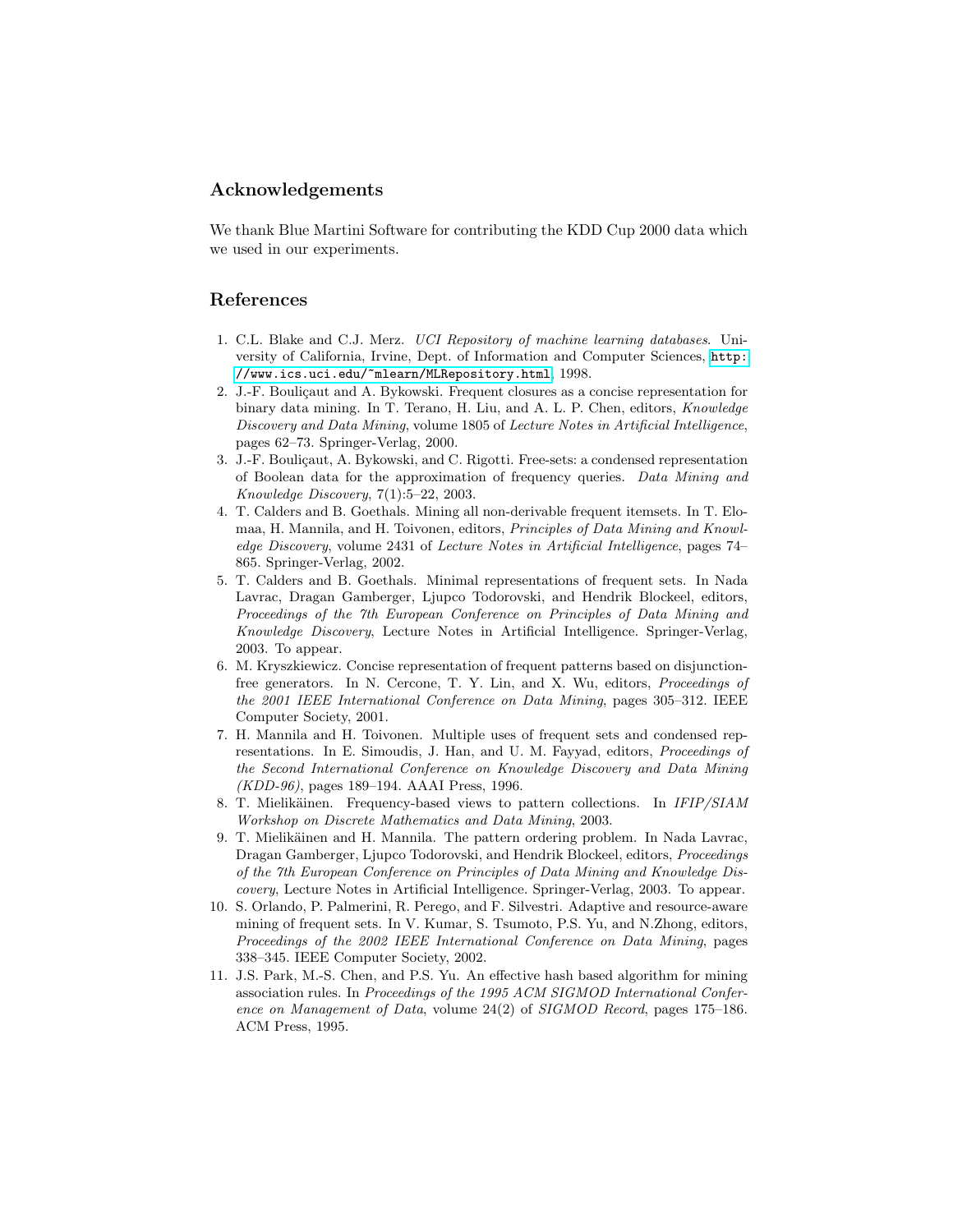## Acknowledgements

We thank Blue Martini Software for contributing the KDD Cup 2000 data which we used in our experiments.

## References

1. C.L. Blake and C.J. Merz. *UCI Repository of machine learning databases*. University of California, Irvine, Dept. of Information and Computer Sciences, http://www.ics.uci.edu/~mlearn/MLRepository.html, 1998.
2. J.-F. Boulicaut and A. Bykowski. Frequent closures as a concise representation for binary data mining. In T. Terano, H. Liu, and A. L. P. Chen, editors, *Knowledge Discovery and Data Mining*, volume 1805 of *Lecture Notes in Artificial Intelligence*, pages 62–73. Springer-Verlag, 2000.
3. J.-F. Boulicaut, A. Bykowski, and C. Rigotti. Free-sets: a condensed representation of Boolean data for the approximation of frequency queries. *Data Mining and Knowledge Discovery*, 7(1):5–22, 2003.
4. T. Calders and B. Goethals. Mining all non-derivable frequent itemsets. In T. Elomaa, H. Mannila, and H. Toivonen, editors, *Principles of Data Mining and Knowledge Discovery*, volume 2431 of *Lecture Notes in Artificial Intelligence*, pages 74–865. Springer-Verlag, 2002.
5. T. Calders and B. Goethals. Minimal representations of frequent sets. In Nada Lavrac, Dragan Gamberger, Ljupco Todorovski, and Hendrik Blockeel, editors, *Proceedings of the 7th European Conference on Principles of Data Mining and Knowledge Discovery*, Lecture Notes in Artificial Intelligence. Springer-Verlag, 2003. To appear.
6. M. Kryszkiewicz. Concise representation of frequent patterns based on disjunction-free generators. In N. Cercone, T. Y. Lin, and X. Wu, editors, *Proceedings of the 2001 IEEE International Conference on Data Mining*, pages 305–312. IEEE Computer Society, 2001.
7. H. Mannila and H. Toivonen. Multiple uses of frequent sets and condensed representations. In E. Simoudis, J. Han, and U. M. Fayyad, editors, *Proceedings of the Second International Conference on Knowledge Discovery and Data Mining (KDD-96)*, pages 189–194. AAAI Press, 1996.
8. T. Mielikäinen. Frequency-based views to pattern collections. In *IFIP/SIAM Workshop on Discrete Mathematics and Data Mining*, 2003.
9. T. Mielikäinen and H. Mannila. The pattern ordering problem. In Nada Lavrac, Dragan Gamberger, Ljupco Todorovski, and Hendrik Blockeel, editors, *Proceedings of the 7th European Conference on Principles of Data Mining and Knowledge Discovery*, Lecture Notes in Artificial Intelligence. Springer-Verlag, 2003. To appear.
10. S. Orlando, P. Palmerini, R. Perego, and F. Silvestri. Adaptive and resource-aware mining of frequent sets. In V. Kumar, S. Tsumoto, P.S. Yu, and N.Zhong, editors, *Proceedings of the 2002 IEEE International Conference on Data Mining*, pages 338–345. IEEE Computer Society, 2002.
11. J.S. Park, M.-S. Chen, and P.S. Yu. An effective hash based algorithm for mining association rules. In *Proceedings of the 1995 ACM SIGMOD International Conference on Management of Data*, volume 24(2) of *SIGMOD Record*, pages 175–186. ACM Press, 1995.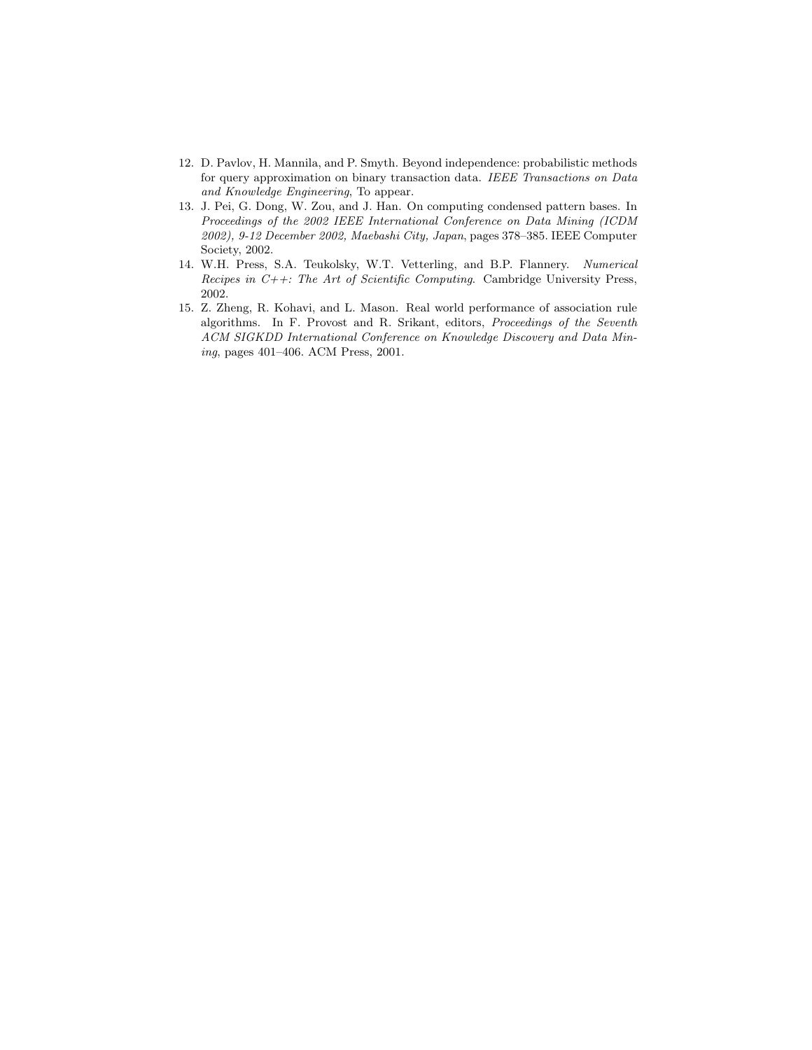12. D. Pavlov, H. Mannila, and P. Smyth. Beyond independence: probabilistic methods for query approximation on binary transaction data. *IEEE Transactions on Data and Knowledge Engineering*, To appear.
13. J. Pei, G. Dong, W. Zou, and J. Han. On computing condensed pattern bases. In *Proceedings of the 2002 IEEE International Conference on Data Mining (ICDM 2002), 9-12 December 2002, Maebashi City, Japan*, pages 378–385. IEEE Computer Society, 2002.
14. W.H. Press, S.A. Teukolsky, W.T. Vetterling, and B.P. Flannery. *Numerical Recipes in C++: The Art of Scientific Computing*. Cambridge University Press, 2002.
15. Z. Zheng, R. Kohavi, and L. Mason. Real world performance of association rule algorithms. In F. Provost and R. Srikant, editors, *Proceedings of the Seventh ACM SIGKDD International Conference on Knowledge Discovery and Data Mining*, pages 401–406. ACM Press, 2001.